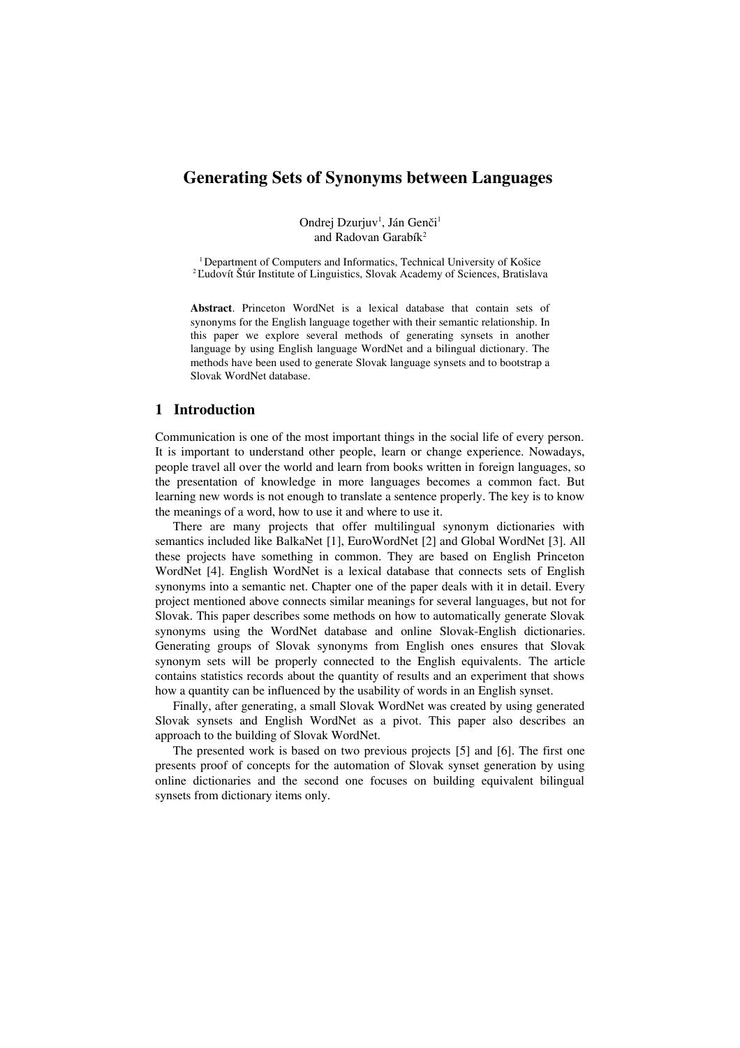# Generating Sets of Synonyms between Languages

Ondrej Dzurjuv[1], Ján Genči[1]
and Radovan Garabík[2]

[1] Department of Computers and Informatics, Technical University of Košice
[2] Ľudovít Štúr Institute of Linguistics, Slovak Academy of Sciences, Bratislava

**Abstract**. Princeton WordNet is a lexical database that contain sets of synonyms for the English language together with their semantic relationship. In this paper we explore several methods of generating synsets in another language by using English language WordNet and a bilingual dictionary. The methods have been used to generate Slovak language synsets and to bootstrap a Slovak WordNet database.

## 1 Introduction

Communication is one of the most important things in the social life of every person. It is important to understand other people, learn or change experience. Nowadays, people travel all over the world and learn from books written in foreign languages, so the presentation of knowledge in more languages becomes a common fact. But learning new words is not enough to translate a sentence properly. The key is to know the meanings of a word, how to use it and where to use it.

There are many projects that offer multilingual synonym dictionaries with semantics included like BalkaNet [1], EuroWordNet [2] and Global WordNet [3]. All these projects have something in common. They are based on English Princeton WordNet [4]. English WordNet is a lexical database that connects sets of English synonyms into a semantic net. Chapter one of the paper deals with it in detail. Every project mentioned above connects similar meanings for several languages, but not for Slovak. This paper describes some methods on how to automatically generate Slovak synonyms using the WordNet database and online Slovak-English dictionaries. Generating groups of Slovak synonyms from English ones ensures that Slovak synonym sets will be properly connected to the English equivalents. The article contains statistics records about the quantity of results and an experiment that shows how a quantity can be influenced by the usability of words in an English synset.

Finally, after generating, a small Slovak WordNet was created by using generated Slovak synsets and English WordNet as a pivot. This paper also describes an approach to the building of Slovak WordNet.

The presented work is based on two previous projects [5] and [6]. The first one presents proof of concepts for the automation of Slovak synset generation by using online dictionaries and the second one focuses on building equivalent bilingual synsets from dictionary items only.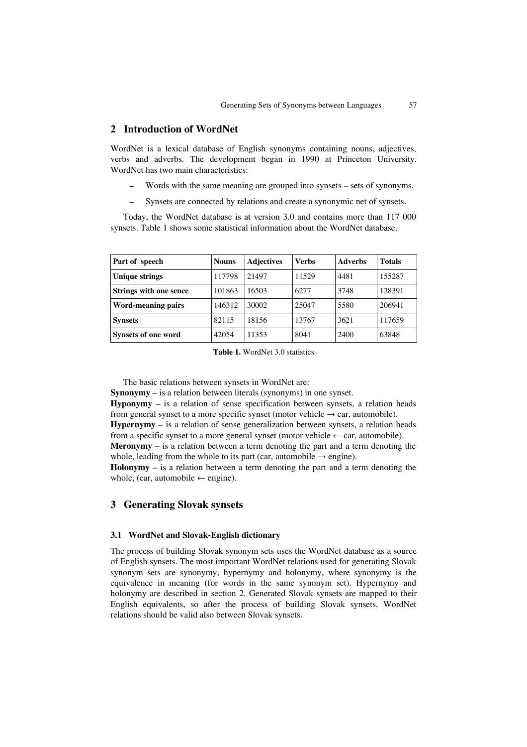## 2 Introduction of WordNet

WordNet is a lexical database of English synonyms containing nouns, adjectives, verbs and adverbs. The development began in 1990 at Princeton University. WordNet has two main characteristics:

– Words with the same meaning are grouped into synsets – sets of synonyms.

– Synsets are connected by relations and create a synonymic net of synsets.

Today, the WordNet database is at version 3.0 and contains more than 117 000 synsets. Table 1 shows some statistical information about the WordNet database.

| Part of speech | Nouns | Adjectives | Verbs | Adverbs | Totals |
|---|---|---|---|---|---|
| **Unique strings** | 117798 | 21497 | 11529 | 4481 | 155287 |
| **Strings with one sence** | 101863 | 16503 | 6277 | 3748 | 128391 |
| **Word-meaning pairs** | 146312 | 30002 | 25047 | 5580 | 206941 |
| **Synsets** | 82115 | 18156 | 13767 | 3621 | 117659 |
| **Synsets of one word** | 42054 | 11353 | 8041 | 2400 | 63848 |

**Table 1.** WordNet 3.0 statistics

The basic relations between synsets in WordNet are:

**Synonymy** – is a relation between literals (synonyms) in one synset.

**Hyponymy** – is a relation of sense specification between synsets, a relation heads from general synset to a more specific synset (motor vehicle → car, automobile).

**Hypernymy** – is a relation of sense generalization between synsets, a relation heads from a specific synset to a more general synset (motor vehicle ← car, automobile).

**Meronymy** – is a relation between a term denoting the part and a term denoting the whole, leading from the whole to its part (car, automobile → engine).

**Holonymy** – is a relation between a term denoting the part and a term denoting the whole, (car, automobile ← engine).

## 3 Generating Slovak synsets

### 3.1 WordNet and Slovak-English dictionary

The process of building Slovak synonym sets uses the WordNet database as a source of English synsets. The most important WordNet relations used for generating Slovak synonym sets are synonymy, hypernymy and holonymy, where synonymy is the equivalence in meaning (for words in the same synonym set). Hypernymy and holonymy are described in section 2. Generated Slovak synsets are mapped to their English equivalents, so after the process of building Slovak synsets, WordNet relations should be valid also between Slovak synsets.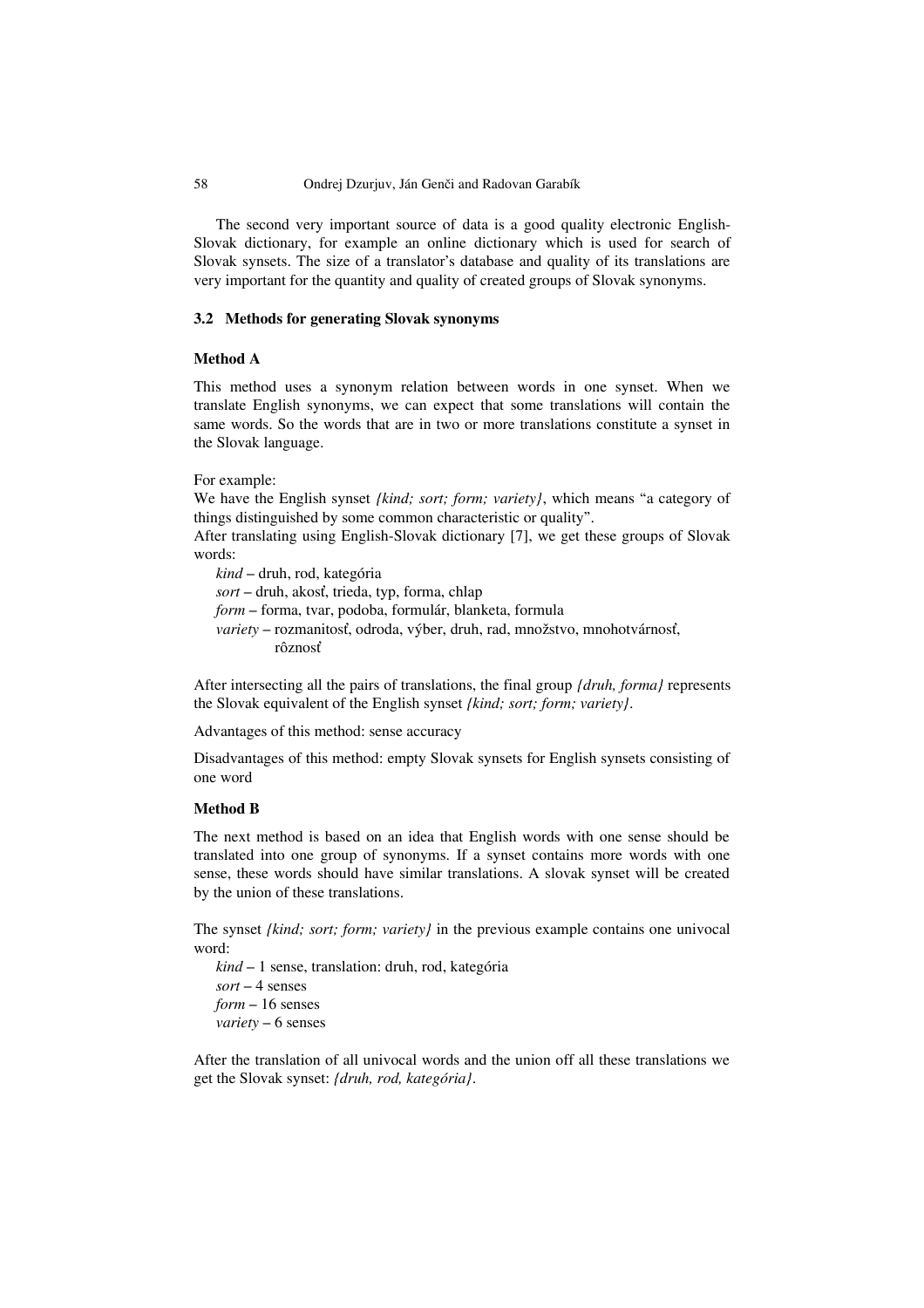The second very important source of data is a good quality electronic English-Slovak dictionary, for example an online dictionary which is used for search of Slovak synsets. The size of a translator's database and quality of its translations are very important for the quantity and quality of created groups of Slovak synonyms.

### 3.2 Methods for generating Slovak synonyms

**Method A**

This method uses a synonym relation between words in one synset. When we translate English synonyms, we can expect that some translations will contain the same words. So the words that are in two or more translations constitute a synset in the Slovak language.

For example:
We have the English synset *{kind; sort; form; variety}*, which means "a category of things distinguished by some common characteristic or quality".
After translating using English-Slovak dictionary [7], we get these groups of Slovak words:

*kind* – druh, rod, kategória
*sort* – druh, akosť, trieda, typ, forma, chlap
*form* – forma, tvar, podoba, formulár, blanketa, formula
*variety* – rozmanitosť, odroda, výber, druh, rad, množstvo, mnohotvárnosť, rôznosť

After intersecting all the pairs of translations, the final group *{druh, forma}* represents the Slovak equivalent of the English synset *{kind; sort; form; variety}*.

Advantages of this method: sense accuracy

Disadvantages of this method: empty Slovak synsets for English synsets consisting of one word

**Method B**

The next method is based on an idea that English words with one sense should be translated into one group of synonyms. If a synset contains more words with one sense, these words should have similar translations. A slovak synset will be created by the union of these translations.

The synset *{kind; sort; form; variety}* in the previous example contains one univocal word:

*kind* – 1 sense, translation: druh, rod, kategória
*sort* – 4 senses
*form* – 16 senses
*variety* – 6 senses

After the translation of all univocal words and the union off all these translations we get the Slovak synset: *{druh, rod, kategória}*.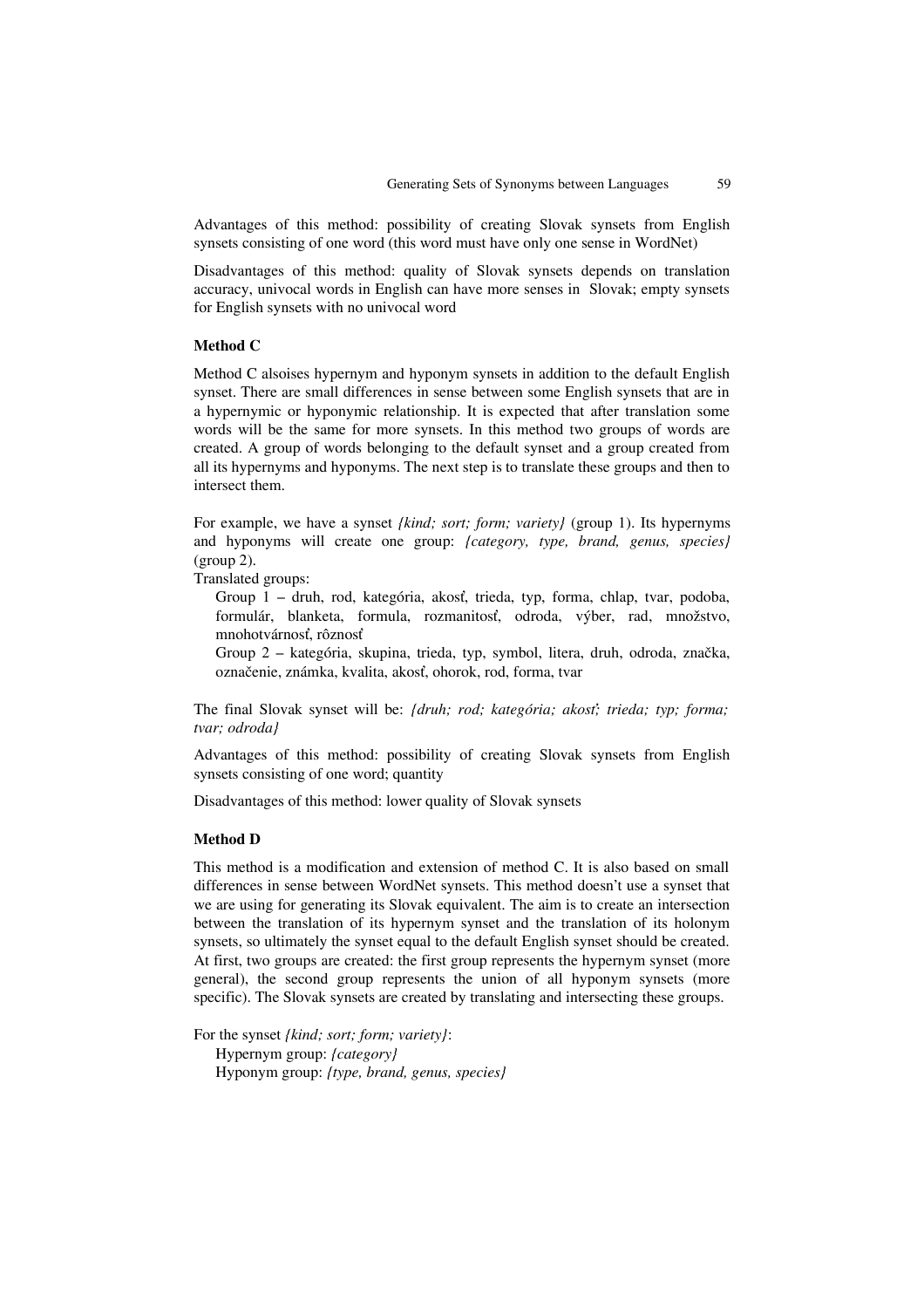Advantages of this method: possibility of creating Slovak synsets from English synsets consisting of one word (this word must have only one sense in WordNet)

Disadvantages of this method: quality of Slovak synsets depends on translation accuracy, univocal words in English can have more senses in Slovak; empty synsets for English synsets with no univocal word

### Method C

Method C alsoises hypernym and hyponym synsets in addition to the default English synset. There are small differences in sense between some English synsets that are in a hypernymic or hyponymic relationship. It is expected that after translation some words will be the same for more synsets. In this method two groups of words are created. A group of words belonging to the default synset and a group created from all its hypernyms and hyponyms. The next step is to translate these groups and then to intersect them.

For example, we have a synset *{kind; sort; form; variety}* (group 1). Its hypernyms and hyponyms will create one group: *{category, type, brand, genus, species}* (group 2).

Translated groups:

Group 1 – druh, rod, kategória, akosť, trieda, typ, forma, chlap, tvar, podoba, formulár, blanketa, formula, rozmanitosť, odroda, výber, rad, množstvo, mnohotvárnosť, rôznosť

Group 2 – kategória, skupina, trieda, typ, symbol, litera, druh, odroda, značka, označenie, známka, kvalita, akosť, ohorok, rod, forma, tvar

The final Slovak synset will be: *{druh; rod; kategória; akosť; trieda; typ; forma; tvar; odroda}*

Advantages of this method: possibility of creating Slovak synsets from English synsets consisting of one word; quantity

Disadvantages of this method: lower quality of Slovak synsets

### Method D

This method is a modification and extension of method C. It is also based on small differences in sense between WordNet synsets. This method doesn't use a synset that we are using for generating its Slovak equivalent. The aim is to create an intersection between the translation of its hypernym synset and the translation of its holonym synsets, so ultimately the synset equal to the default English synset should be created. At first, two groups are created: the first group represents the hypernym synset (more general), the second group represents the union of all hyponym synsets (more specific). The Slovak synsets are created by translating and intersecting these groups.

For the synset *{kind; sort; form; variety}*:

Hypernym group: *{category}*

Hyponym group: *{type, brand, genus, species}*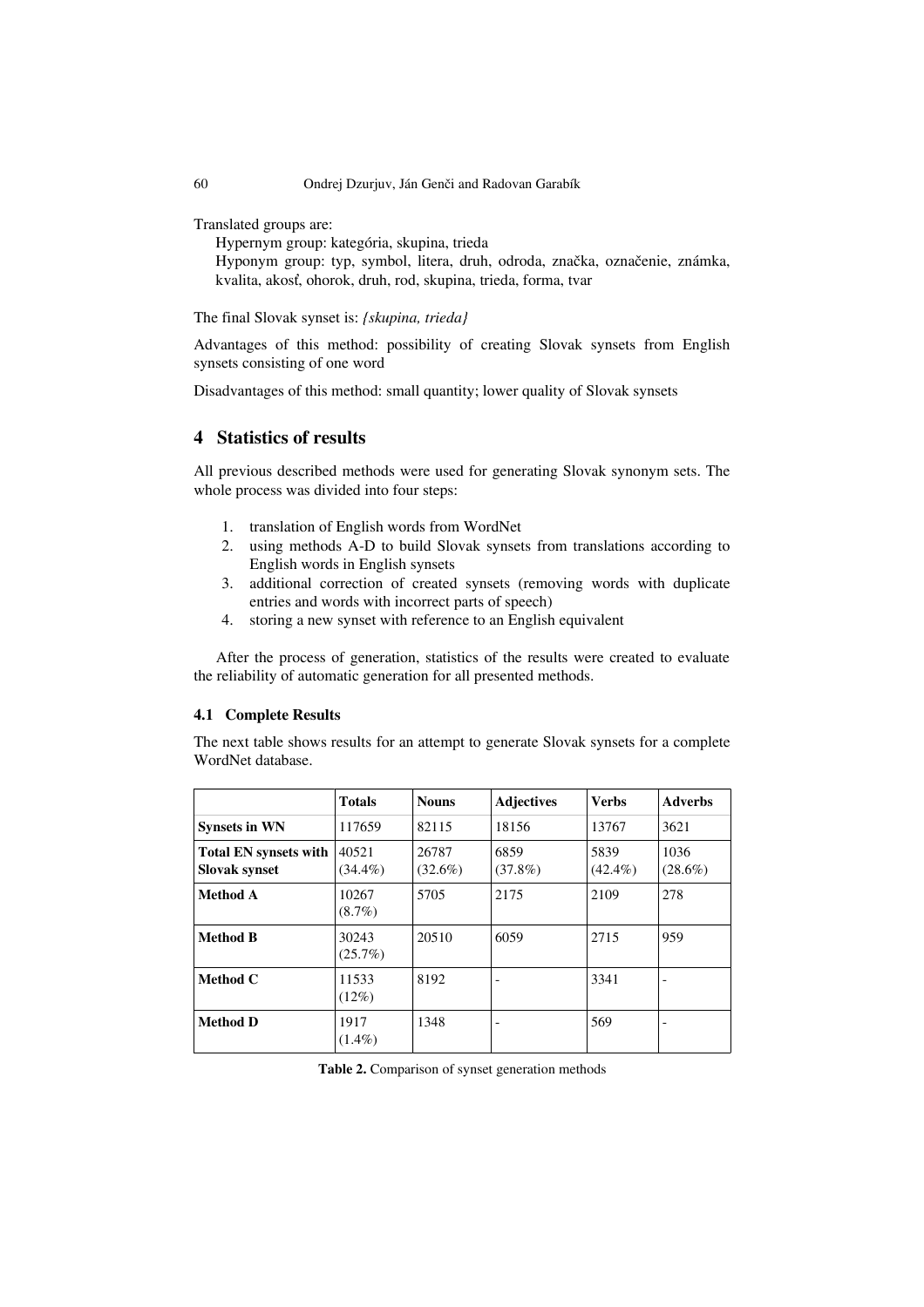Translated groups are:

Hypernym group: kategória, skupina, trieda

Hyponym group: typ, symbol, litera, druh, odroda, značka, označenie, známka, kvalita, akosť, ohorok, druh, rod, skupina, trieda, forma, tvar

The final Slovak synset is: *{skupina, trieda}*

Advantages of this method: possibility of creating Slovak synsets from English synsets consisting of one word

Disadvantages of this method: small quantity; lower quality of Slovak synsets

## 4 Statistics of results

All previous described methods were used for generating Slovak synonym sets. The whole process was divided into four steps:

1. translation of English words from WordNet
2. using methods A-D to build Slovak synsets from translations according to English words in English synsets
3. additional correction of created synsets (removing words with duplicate entries and words with incorrect parts of speech)
4. storing a new synset with reference to an English equivalent

After the process of generation, statistics of the results were created to evaluate the reliability of automatic generation for all presented methods.

### 4.1 Complete Results

The next table shows results for an attempt to generate Slovak synsets for a complete WordNet database.

| | **Totals** | **Nouns** | **Adjectives** | **Verbs** | **Adverbs** |
|---|---|---|---|---|---|
| **Synsets in WN** | 117659 | 82115 | 18156 | 13767 | 3621 |
| **Total EN synsets with Slovak synset** | 40521 (34.4%) | 26787 (32.6%) | 6859 (37.8%) | 5839 (42.4%) | 1036 (28.6%) |
| **Method A** | 10267 (8.7%) | 5705 | 2175 | 2109 | 278 |
| **Method B** | 30243 (25.7%) | 20510 | 6059 | 2715 | 959 |
| **Method C** | 11533 (12%) | 8192 | - | 3341 | - |
| **Method D** | 1917 (1.4%) | 1348 | - | 569 | - |

**Table 2.** Comparison of synset generation methods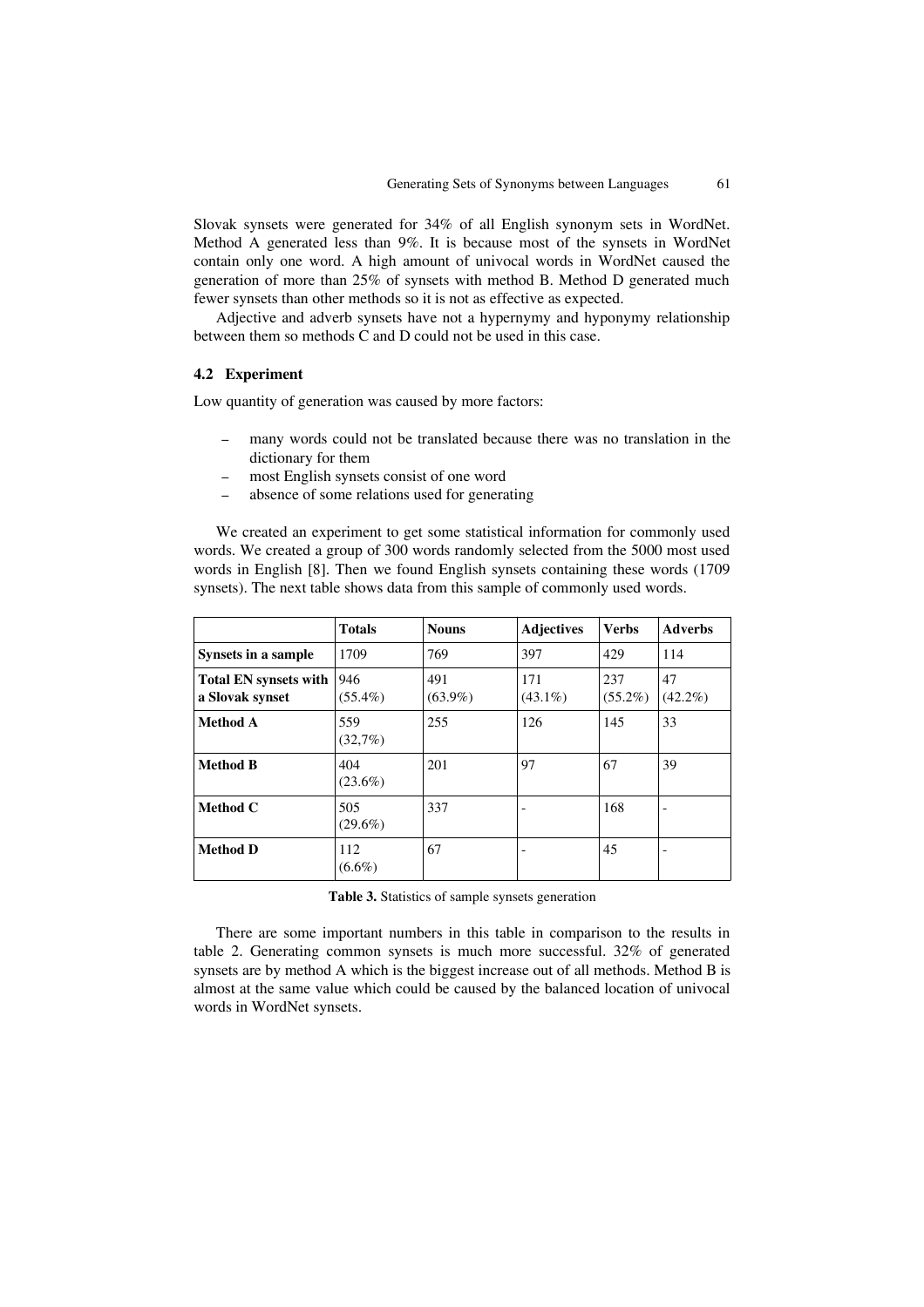Slovak synsets were generated for 34% of all English synonym sets in WordNet. Method A generated less than 9%. It is because most of the synsets in WordNet contain only one word. A high amount of univocal words in WordNet caused the generation of more than 25% of synsets with method B. Method D generated much fewer synsets than other methods so it is not as effective as expected.

Adjective and adverb synsets have not a hypernymy and hyponymy relationship between them so methods C and D could not be used in this case.

### 4.2 Experiment

Low quantity of generation was caused by more factors:

- many words could not be translated because there was no translation in the dictionary for them
- most English synsets consist of one word
- absence of some relations used for generating

We created an experiment to get some statistical information for commonly used words. We created a group of 300 words randomly selected from the 5000 most used words in English [8]. Then we found English synsets containing these words (1709 synsets). The next table shows data from this sample of commonly used words.

| | **Totals** | **Nouns** | **Adjectives** | **Verbs** | **Adverbs** |
|---|---|---|---|---|---|
| **Synsets in a sample** | 1709 | 769 | 397 | 429 | 114 |
| **Total EN synsets with a Slovak synset** | 946 (55.4%) | 491 (63.9%) | 171 (43.1%) | 237 (55.2%) | 47 (42.2%) |
| **Method A** | 559 (32,7%) | 255 | 126 | 145 | 33 |
| **Method B** | 404 (23.6%) | 201 | 97 | 67 | 39 |
| **Method C** | 505 (29.6%) | 337 | - | 168 | - |
| **Method D** | 112 (6.6%) | 67 | - | 45 | - |

**Table 3.** Statistics of sample synsets generation

There are some important numbers in this table in comparison to the results in table 2. Generating common synsets is much more successful. 32% of generated synsets are by method A which is the biggest increase out of all methods. Method B is almost at the same value which could be caused by the balanced location of univocal words in WordNet synsets.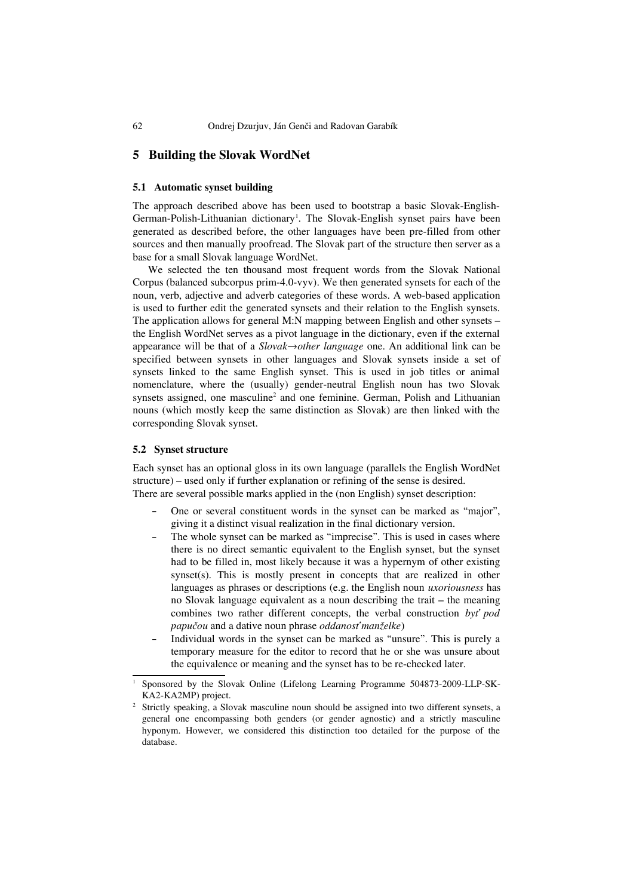## 5 Building the Slovak WordNet

### 5.1 Automatic synset building

The approach described above has been used to bootstrap a basic Slovak-English-German-Polish-Lithuanian dictionary[1]. The Slovak-English synset pairs have been generated as described before, the other languages have been pre-filled from other sources and then manually proofread. The Slovak part of the structure then server as a base for a small Slovak language WordNet.

We selected the ten thousand most frequent words from the Slovak National Corpus (balanced subcorpus prim-4.0-vyv). We then generated synsets for each of the noun, verb, adjective and adverb categories of these words. A web-based application is used to further edit the generated synsets and their relation to the English synsets. The application allows for general M:N mapping between English and other synsets – the English WordNet serves as a pivot language in the dictionary, even if the external appearance will be that of a *Slovak→other language* one. An additional link can be specified between synsets in other languages and Slovak synsets inside a set of synsets linked to the same English synset. This is used in job titles or animal nomenclature, where the (usually) gender-neutral English noun has two Slovak synsets assigned, one masculine[2] and one feminine. German, Polish and Lithuanian nouns (which mostly keep the same distinction as Slovak) are then linked with the corresponding Slovak synset.

### 5.2 Synset structure

Each synset has an optional gloss in its own language (parallels the English WordNet structure) – used only if further explanation or refining of the sense is desired.
There are several possible marks applied in the (non English) synset description:

- One or several constituent words in the synset can be marked as "major", giving it a distinct visual realization in the final dictionary version.
- The whole synset can be marked as "imprecise". This is used in cases where there is no direct semantic equivalent to the English synset, but the synset had to be filled in, most likely because it was a hypernym of other existing synset(s). This is mostly present in concepts that are realized in other languages as phrases or descriptions (e.g. the English noun *uxoriousness* has no Slovak language equivalent as a noun describing the trait – the meaning combines two rather different concepts, the verbal construction *byť pod papučou* and a dative noun phrase *oddanosť manželke*)
- Individual words in the synset can be marked as "unsure". This is purely a temporary measure for the editor to record that he or she was unsure about the equivalence or meaning and the synset has to be re-checked later.

---

[1] Sponsored by the Slovak Online (Lifelong Learning Programme 504873-2009-LLP-SK-KA2-KA2MP) project.

[2] Strictly speaking, a Slovak masculine noun should be assigned into two different synsets, a general one encompassing both genders (or gender agnostic) and a strictly masculine hyponym. However, we considered this distinction too detailed for the purpose of the database.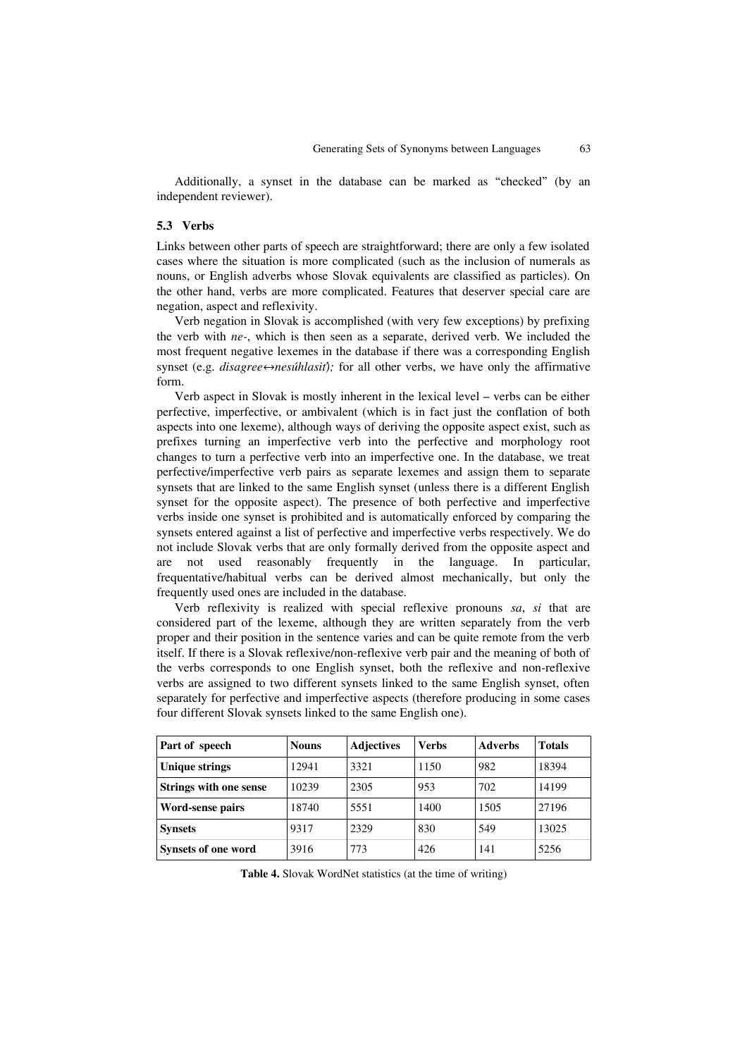Additionally, a synset in the database can be marked as "checked" (by an independent reviewer).

### 5.3 Verbs

Links between other parts of speech are straightforward; there are only a few isolated cases where the situation is more complicated (such as the inclusion of numerals as nouns, or English adverbs whose Slovak equivalents are classified as particles). On the other hand, verbs are more complicated. Features that deserver special care are negation, aspect and reflexivity.

Verb negation in Slovak is accomplished (with very few exceptions) by prefixing the verb with *ne-*, which is then seen as a separate, derived verb. We included the most frequent negative lexemes in the database if there was a corresponding English synset (e.g. *disagree*↔*nesúhlasiť*); for all other verbs, we have only the affirmative form.

Verb aspect in Slovak is mostly inherent in the lexical level – verbs can be either perfective, imperfective, or ambivalent (which is in fact just the conflation of both aspects into one lexeme), although ways of deriving the opposite aspect exist, such as prefixes turning an imperfective verb into the perfective and morphology root changes to turn a perfective verb into an imperfective one. In the database, we treat perfective/imperfective verb pairs as separate lexemes and assign them to separate synsets that are linked to the same English synset (unless there is a different English synset for the opposite aspect). The presence of both perfective and imperfective verbs inside one synset is prohibited and is automatically enforced by comparing the synsets entered against a list of perfective and imperfective verbs respectively. We do not include Slovak verbs that are only formally derived from the opposite aspect and are not used reasonably frequently in the language. In particular, frequentative/habitual verbs can be derived almost mechanically, but only the frequently used ones are included in the database.

Verb reflexivity is realized with special reflexive pronouns *sa*, *si* that are considered part of the lexeme, although they are written separately from the verb proper and their position in the sentence varies and can be quite remote from the verb itself. If there is a Slovak reflexive/non-reflexive verb pair and the meaning of both of the verbs corresponds to one English synset, both the reflexive and non-reflexive verbs are assigned to two different synsets linked to the same English synset, often separately for perfective and imperfective aspects (therefore producing in some cases four different Slovak synsets linked to the same English one).

| Part of speech | Nouns | Adjectives | Verbs | Adverbs | Totals |
|---|---|---|---|---|---|
| **Unique strings** | 12941 | 3321 | 1150 | 982 | 18394 |
| **Strings with one sense** | 10239 | 2305 | 953 | 702 | 14199 |
| **Word-sense pairs** | 18740 | 5551 | 1400 | 1505 | 27196 |
| **Synsets** | 9317 | 2329 | 830 | 549 | 13025 |
| **Synsets of one word** | 3916 | 773 | 426 | 141 | 5256 |

**Table 4.** Slovak WordNet statistics (at the time of writing)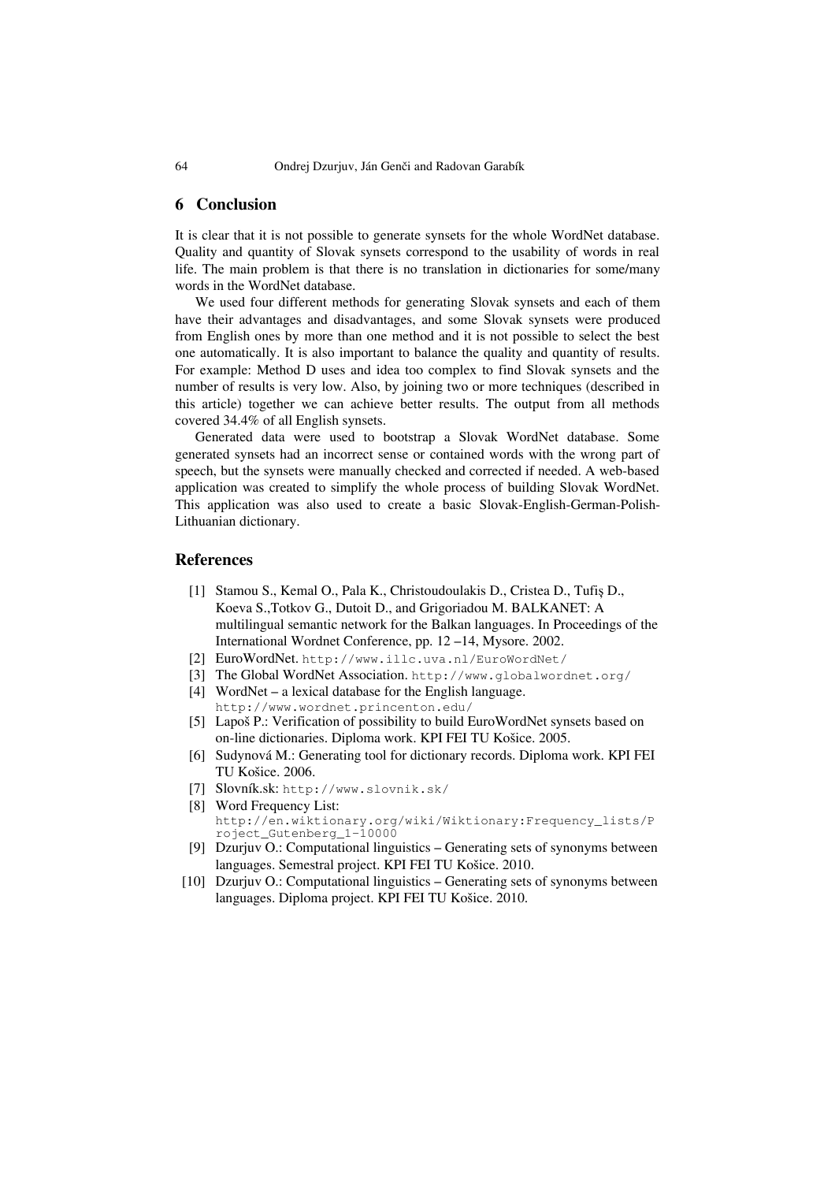## 6 Conclusion

It is clear that it is not possible to generate synsets for the whole WordNet database. Quality and quantity of Slovak synsets correspond to the usability of words in real life. The main problem is that there is no translation in dictionaries for some/many words in the WordNet database.

We used four different methods for generating Slovak synsets and each of them have their advantages and disadvantages, and some Slovak synsets were produced from English ones by more than one method and it is not possible to select the best one automatically. It is also important to balance the quality and quantity of results. For example: Method D uses and idea too complex to find Slovak synsets and the number of results is very low. Also, by joining two or more techniques (described in this article) together we can achieve better results. The output from all methods covered 34.4% of all English synsets.

Generated data were used to bootstrap a Slovak WordNet database. Some generated synsets had an incorrect sense or contained words with the wrong part of speech, but the synsets were manually checked and corrected if needed. A web-based application was created to simplify the whole process of building Slovak WordNet. This application was also used to create a basic Slovak-English-German-Polish-Lithuanian dictionary.

## References

[1] Stamou S., Kemal O., Pala K., Christoudoulakis D., Cristea D., Tufiş D., Koeva S.,Totkov G., Dutoit D., and Grigoriadou M. BALKANET: A multilingual semantic network for the Balkan languages. In Proceedings of the International Wordnet Conference, pp. 12 –14, Mysore. 2002.

[2] EuroWordNet. http://www.illc.uva.nl/EuroWordNet/

[3] The Global WordNet Association. http://www.globalwordnet.org/

[4] WordNet – a lexical database for the English language. http://www.wordnet.princenton.edu/

[5] Lapoš P.: Verification of possibility to build EuroWordNet synsets based on on-line dictionaries. Diploma work. KPI FEI TU Košice. 2005.

[6] Sudynová M.: Generating tool for dictionary records. Diploma work. KPI FEI TU Košice. 2006.

[7] Slovník.sk: http://www.slovnik.sk/

[8] Word Frequency List: http://en.wiktionary.org/wiki/Wiktionary:Frequency_lists/Project_Gutenberg_1-10000

[9] Dzurjuv O.: Computational linguistics – Generating sets of synonyms between languages. Semestral project. KPI FEI TU Košice. 2010.

[10] Dzurjuv O.: Computational linguistics – Generating sets of synonyms between languages. Diploma project. KPI FEI TU Košice. 2010.